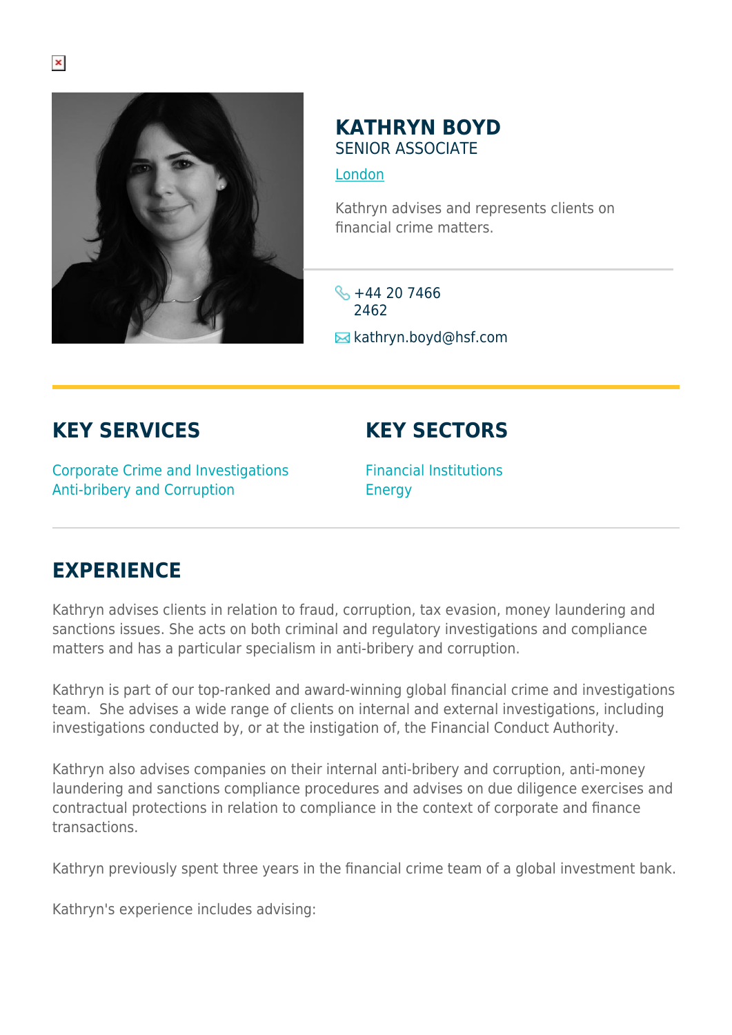# KATHRYN BOYD

SENIOR ASSOCIATE

London

Kathryn advises and represents clients on financial crime matters.

+44 20 7466 2462

kathryn.boyd@hsf.com

## KEY SERVICES

Corporate Crime and Investigations
Anti-bribery and Corruption

## KEY SECTORS

Financial Institutions
Energy

## EXPERIENCE

Kathryn advises clients in relation to fraud, corruption, tax evasion, money laundering and sanctions issues. She acts on both criminal and regulatory investigations and compliance matters and has a particular specialism in anti-bribery and corruption.

Kathryn is part of our top-ranked and award-winning global financial crime and investigations team. She advises a wide range of clients on internal and external investigations, including investigations conducted by, or at the instigation of, the Financial Conduct Authority.

Kathryn also advises companies on their internal anti-bribery and corruption, anti-money laundering and sanctions compliance procedures and advises on due diligence exercises and contractual protections in relation to compliance in the context of corporate and finance transactions.

Kathryn previously spent three years in the financial crime team of a global investment bank.

Kathryn's experience includes advising: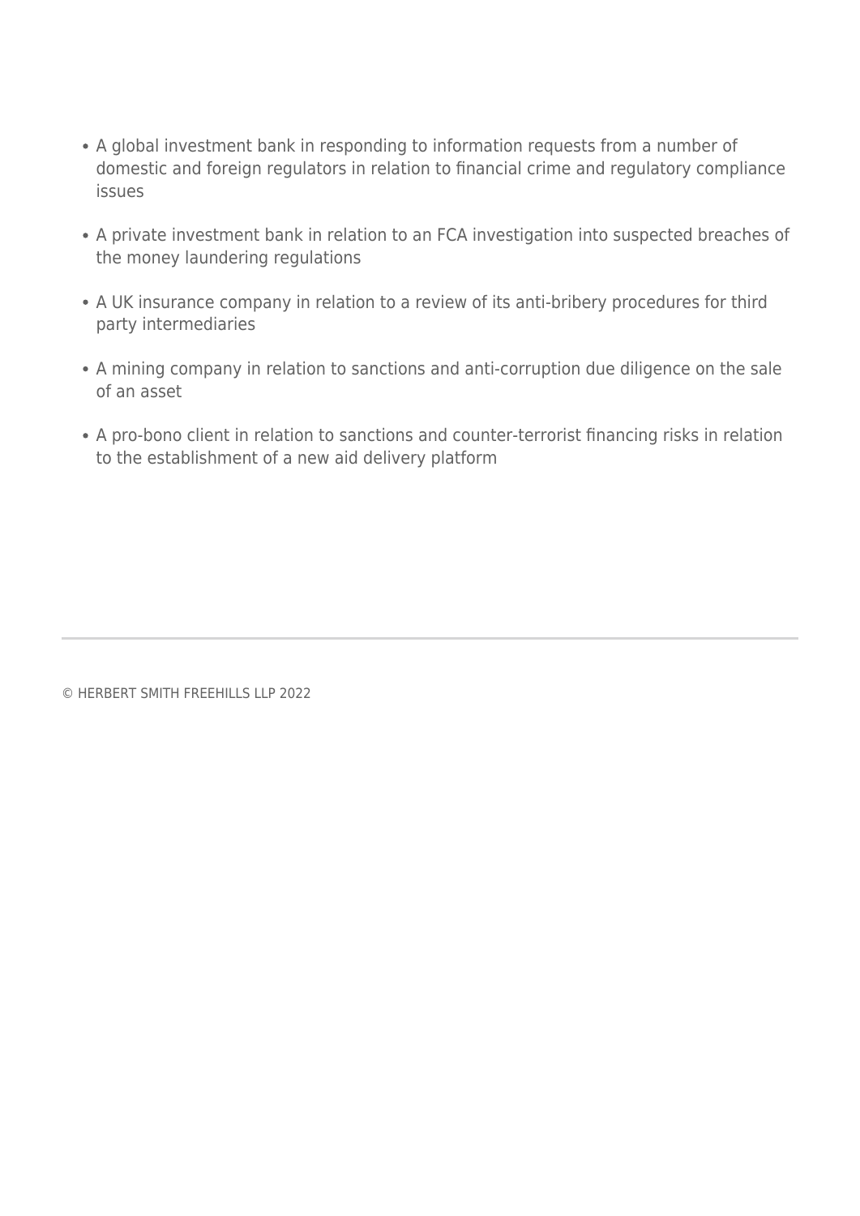- A global investment bank in responding to information requests from a number of domestic and foreign regulators in relation to financial crime and regulatory compliance issues
- A private investment bank in relation to an FCA investigation into suspected breaches of the money laundering regulations
- A UK insurance company in relation to a review of its anti-bribery procedures for third party intermediaries
- A mining company in relation to sanctions and anti-corruption due diligence on the sale of an asset
- A pro-bono client in relation to sanctions and counter-terrorist financing risks in relation to the establishment of a new aid delivery platform

---

© HERBERT SMITH FREEHILLS LLP 2022